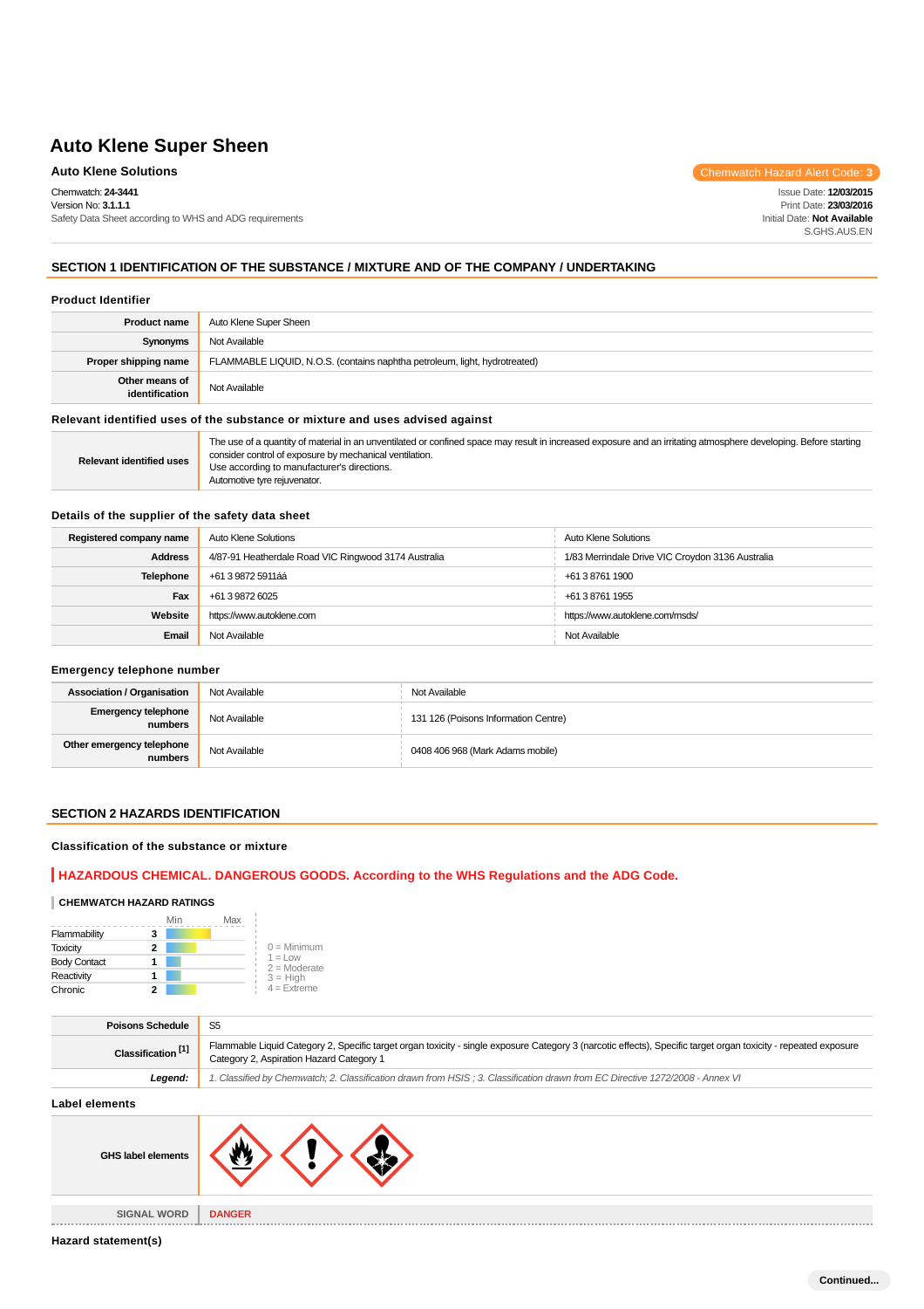# Auto Klene Super Sheen

**Auto Klene Solutions**

Chemwatch Hazard Alert Code: **3**

Chemwatch: **24-3441**
Version No: **3.1.1.1**
Safety Data Sheet according to WHS and ADG requirements

Issue Date: **12/03/2015**
Print Date: **23/03/2016**
Initial Date: **Not Available**
S.GHS.AUS.EN

## SECTION 1 IDENTIFICATION OF THE SUBSTANCE / MIXTURE AND OF THE COMPANY / UNDERTAKING

### Product Identifier

| | |
|---|---|
| **Product name** | Auto Klene Super Sheen |
| **Synonyms** | Not Available |
| **Proper shipping name** | FLAMMABLE LIQUID, N.O.S. (contains naphtha petroleum, light, hydrotreated) |
| **Other means of identification** | Not Available |

### Relevant identified uses of the substance or mixture and uses advised against

| | |
|---|---|
| **Relevant identified uses** | The use of a quantity of material in an unventilated or confined space may result in increased exposure and an irritating atmosphere developing. Before starting consider control of exposure by mechanical ventilation.<br>Use according to manufacturer's directions.<br>Automotive tyre rejuvenator. |

### Details of the supplier of the safety data sheet

| | | |
|---|---|---|
| **Registered company name** | Auto Klene Solutions | Auto Klene Solutions |
| **Address** | 4/87-91 Heatherdale Road VIC Ringwood 3174 Australia | 1/83 Merrindale Drive VIC Croydon 3136 Australia |
| **Telephone** | +61 3 9872 5911áá | +61 3 8761 1900 |
| **Fax** | +61 3 9872 6025 | +61 3 8761 1955 |
| **Website** | https://www.autoklene.com | https://www.autoklene.com/msds/ |
| **Email** | Not Available | Not Available |

### Emergency telephone number

| | | |
|---|---|---|
| **Association / Organisation** | Not Available | Not Available |
| **Emergency telephone numbers** | Not Available | 131 126 (Poisons Information Centre) |
| **Other emergency telephone numbers** | Not Available | 0408 406 968 (Mark Adams mobile) |

## SECTION 2 HAZARDS IDENTIFICATION

### Classification of the substance or mixture

**HAZARDOUS CHEMICAL. DANGEROUS GOODS. According to the WHS Regulations and the ADG Code.**

**CHEMWATCH HAZARD RATINGS**

| | Rating |
|---|---|
| Flammability | 3 |
| Toxicity | 2 |
| Body Contact | 1 |
| Reactivity | 1 |
| Chronic | 2 |

0 = Minimum
1 = Low
2 = Moderate
3 = High
4 = Extreme

| | |
|---|---|
| **Poisons Schedule** | S5 |
| **Classification [1]** | Flammable Liquid Category 2, Specific target organ toxicity - single exposure Category 3 (narcotic effects), Specific target organ toxicity - repeated exposure Category 2, Aspiration Hazard Category 1 |
| ***Legend:*** | *1. Classified by Chemwatch; 2. Classification drawn from HSIS ; 3. Classification drawn from EC Directive 1272/2008 - Annex VI* |

### Label elements

| | |
|---|---|
| **GHS label elements** | |
| **SIGNAL WORD** | **DANGER** |

### Hazard statement(s)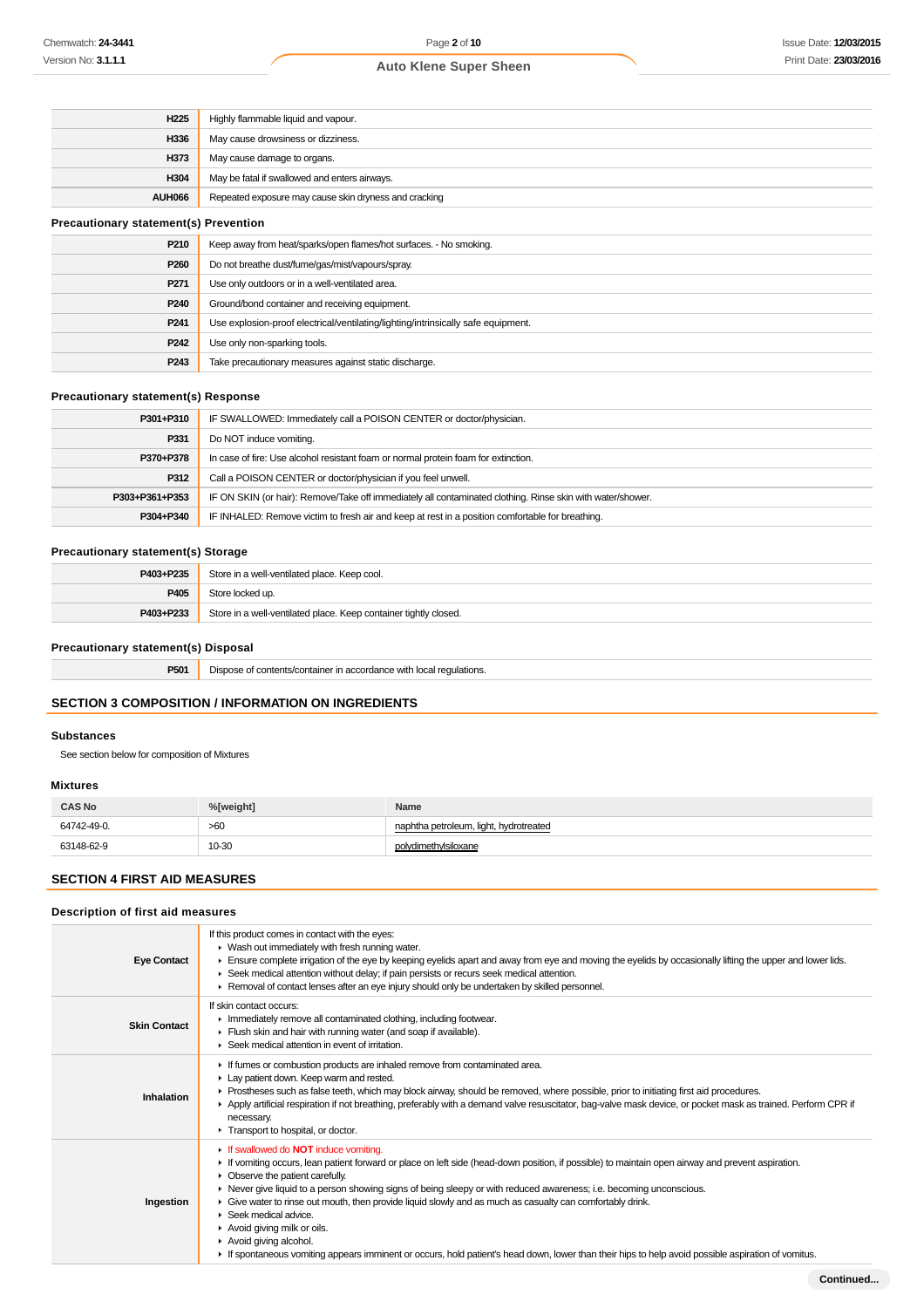| | |
|---|---|
| H225 | Highly flammable liquid and vapour. |
| H336 | May cause drowsiness or dizziness. |
| H373 | May cause damage to organs. |
| H304 | May be fatal if swallowed and enters airways. |
| AUH066 | Repeated exposure may cause skin dryness and cracking |

### Precautionary statement(s) Prevention

| | |
|---|---|
| P210 | Keep away from heat/sparks/open flames/hot surfaces. - No smoking. |
| P260 | Do not breathe dust/fume/gas/mist/vapours/spray. |
| P271 | Use only outdoors or in a well-ventilated area. |
| P240 | Ground/bond container and receiving equipment. |
| P241 | Use explosion-proof electrical/ventilating/lighting/intrinsically safe equipment. |
| P242 | Use only non-sparking tools. |
| P243 | Take precautionary measures against static discharge. |

### Precautionary statement(s) Response

| | |
|---|---|
| P301+P310 | IF SWALLOWED: Immediately call a POISON CENTER or doctor/physician. |
| P331 | Do NOT induce vomiting. |
| P370+P378 | In case of fire: Use alcohol resistant foam or normal protein foam for extinction. |
| P312 | Call a POISON CENTER or doctor/physician if you feel unwell. |
| P303+P361+P353 | IF ON SKIN (or hair): Remove/Take off immediately all contaminated clothing. Rinse skin with water/shower. |
| P304+P340 | IF INHALED: Remove victim to fresh air and keep at rest in a position comfortable for breathing. |

### Precautionary statement(s) Storage

| | |
|---|---|
| P403+P235 | Store in a well-ventilated place. Keep cool. |
| P405 | Store locked up. |
| P403+P233 | Store in a well-ventilated place. Keep container tightly closed. |

### Precautionary statement(s) Disposal

| | |
|---|---|
| P501 | Dispose of contents/container in accordance with local regulations. |

## SECTION 3 COMPOSITION / INFORMATION ON INGREDIENTS

### Substances

See section below for composition of Mixtures

### Mixtures

| CAS No | %[weight] | Name |
|---|---|---|
| 64742-49-0. | >60 | naphtha petroleum, light, hydrotreated |
| 63148-62-9 | 10-30 | polydimethylsiloxane |

## SECTION 4 FIRST AID MEASURES

### Description of first aid measures

| | |
|---|---|
| Eye Contact | If this product comes in contact with the eyes:<br>▸ Wash out immediately with fresh running water.<br>▸ Ensure complete irrigation of the eye by keeping eyelids apart and away from eye and moving the eyelids by occasionally lifting the upper and lower lids.<br>▸ Seek medical attention without delay; if pain persists or recurs seek medical attention.<br>▸ Removal of contact lenses after an eye injury should only be undertaken by skilled personnel. |
| Skin Contact | If skin contact occurs:<br>▸ Immediately remove all contaminated clothing, including footwear.<br>▸ Flush skin and hair with running water (and soap if available).<br>▸ Seek medical attention in event of irritation. |
| Inhalation | ▸ If fumes or combustion products are inhaled remove from contaminated area.<br>▸ Lay patient down. Keep warm and rested.<br>▸ Prostheses such as false teeth, which may block airway, should be removed, where possible, prior to initiating first aid procedures.<br>▸ Apply artificial respiration if not breathing, preferably with a demand valve resuscitator, bag-valve mask device, or pocket mask as trained. Perform CPR if necessary.<br>▸ Transport to hospital, or doctor. |
| Ingestion | ▸ If swallowed do **NOT** induce vomiting.<br>▸ If vomiting occurs, lean patient forward or place on left side (head-down position, if possible) to maintain open airway and prevent aspiration.<br>▸ Observe the patient carefully.<br>▸ Never give liquid to a person showing signs of being sleepy or with reduced awareness; i.e. becoming unconscious.<br>▸ Give water to rinse out mouth, then provide liquid slowly and as much as casualty can comfortably drink.<br>▸ Seek medical advice.<br>▸ Avoid giving milk or oils.<br>▸ Avoid giving alcohol.<br>▸ If spontaneous vomiting appears imminent or occurs, hold patient's head down, lower than their hips to help avoid possible aspiration of vomitus. |

Continued...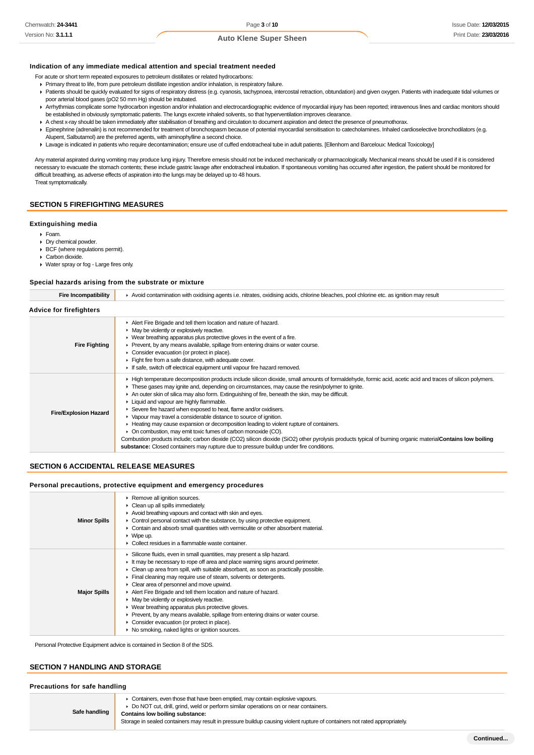### Indication of any immediate medical attention and special treatment needed

For acute or short term repeated exposures to petroleum distillates or related hydrocarbons:

- Primary threat to life, from pure petroleum distillate ingestion and/or inhalation, is respiratory failure.
- Patients should be quickly evaluated for signs of respiratory distress (e.g. cyanosis, tachypnoea, intercostal retraction, obtundation) and given oxygen. Patients with inadequate tidal volumes or poor arterial blood gases (pO2 50 mm Hg) should be intubated.
- Arrhythmias complicate some hydrocarbon ingestion and/or inhalation and electrocardiographic evidence of myocardial injury has been reported; intravenous lines and cardiac monitors should be established in obviously symptomatic patients. The lungs excrete inhaled solvents, so that hyperventilation improves clearance.
- A chest x-ray should be taken immediately after stabilisation of breathing and circulation to document aspiration and detect the presence of pneumothorax.
- Epinephrine (adrenalin) is not recommended for treatment of bronchospasm because of potential myocardial sensitisation to catecholamines. Inhaled cardioselective bronchodilators (e.g. Alupent, Salbutamol) are the preferred agents, with aminophylline a second choice.
- Lavage is indicated in patients who require decontamination; ensure use of cuffed endotracheal tube in adult patients. [Ellenhorn and Barceloux: Medical Toxicology]

Any material aspirated during vomiting may produce lung injury. Therefore emesis should not be induced mechanically or pharmacologically. Mechanical means should be used if it is considered necessary to evacuate the stomach contents; these include gastric lavage after endotracheal intubation. If spontaneous vomiting has occurred after ingestion, the patient should be monitored for difficult breathing, as adverse effects of aspiration into the lungs may be delayed up to 48 hours.
Treat symptomatically.

## SECTION 5 FIREFIGHTING MEASURES

### Extinguishing media

- Foam.
- Dry chemical powder.
- BCF (where regulations permit).
- Carbon dioxide.
- Water spray or fog - Large fires only.

### Special hazards arising from the substrate or mixture

| | |
|---|---|
| **Fire Incompatibility** | ▸ Avoid contamination with oxidising agents i.e. nitrates, oxidising acids, chlorine bleaches, pool chlorine etc. as ignition may result |

### Advice for firefighters

| | |
|---|---|
| **Fire Fighting** | ▸ Alert Fire Brigade and tell them location and nature of hazard.<br>▸ May be violently or explosively reactive.<br>▸ Wear breathing apparatus plus protective gloves in the event of a fire.<br>▸ Prevent, by any means available, spillage from entering drains or water course.<br>▸ Consider evacuation (or protect in place).<br>▸ Fight fire from a safe distance, with adequate cover.<br>▸ If safe, switch off electrical equipment until vapour fire hazard removed. |
| **Fire/Explosion Hazard** | ▸ High temperature decomposition products include silicon dioxide, small amounts of formaldehyde, formic acid, acetic acid and traces of silicon polymers.<br>▸ These gases may ignite and, depending on circumstances, may cause the resin/polymer to ignite.<br>▸ An outer skin of silica may also form. Extinguishing of fire, beneath the skin, may be difficult.<br>▸ Liquid and vapour are highly flammable.<br>▸ Severe fire hazard when exposed to heat, flame and/or oxidisers.<br>▸ Vapour may travel a considerable distance to source of ignition.<br>▸ Heating may cause expansion or decomposition leading to violent rupture of containers.<br>▸ On combustion, may emit toxic fumes of carbon monoxide (CO).<br>Combustion products include; carbon dioxide ($CO_2$) silicon dioxide ($SiO_2$) other pyrolysis products typical of burning organic material**Contains low boiling substance:** Closed containers may rupture due to pressure buildup under fire conditions. |

## SECTION 6 ACCIDENTAL RELEASE MEASURES

### Personal precautions, protective equipment and emergency procedures

| | |
|---|---|
| **Minor Spills** | ▸ Remove all ignition sources.<br>▸ Clean up all spills immediately.<br>▸ Avoid breathing vapours and contact with skin and eyes.<br>▸ Control personal contact with the substance, by using protective equipment.<br>▸ Contain and absorb small quantities with vermiculite or other absorbent material.<br>▸ Wipe up.<br>▸ Collect residues in a flammable waste container. |
| **Major Spills** | ▸ Silicone fluids, even in small quantities, may present a slip hazard.<br>▸ It may be necessary to rope off area and place warning signs around perimeter.<br>▸ Clean up area from spill, with suitable absorbant, as soon as practically possible.<br>▸ Final cleaning may require use of steam, solvents or detergents.<br>▸ Clear area of personnel and move upwind.<br>▸ Alert Fire Brigade and tell them location and nature of hazard.<br>▸ May be violently or explosively reactive.<br>▸ Wear breathing apparatus plus protective gloves.<br>▸ Prevent, by any means available, spillage from entering drains or water course.<br>▸ Consider evacuation (or protect in place).<br>▸ No smoking, naked lights or ignition sources. |

Personal Protective Equipment advice is contained in Section 8 of the SDS.

## SECTION 7 HANDLING AND STORAGE

### Precautions for safe handling

| | |
|---|---|
| **Safe handling** | ▸ Containers, even those that have been emptied, may contain explosive vapours.<br>▸ Do NOT cut, drill, grind, weld or perform similar operations on or near containers.<br>**Contains low boiling substance:**<br>Storage in sealed containers may result in pressure buildup causing violent rupture of containers not rated appropriately. |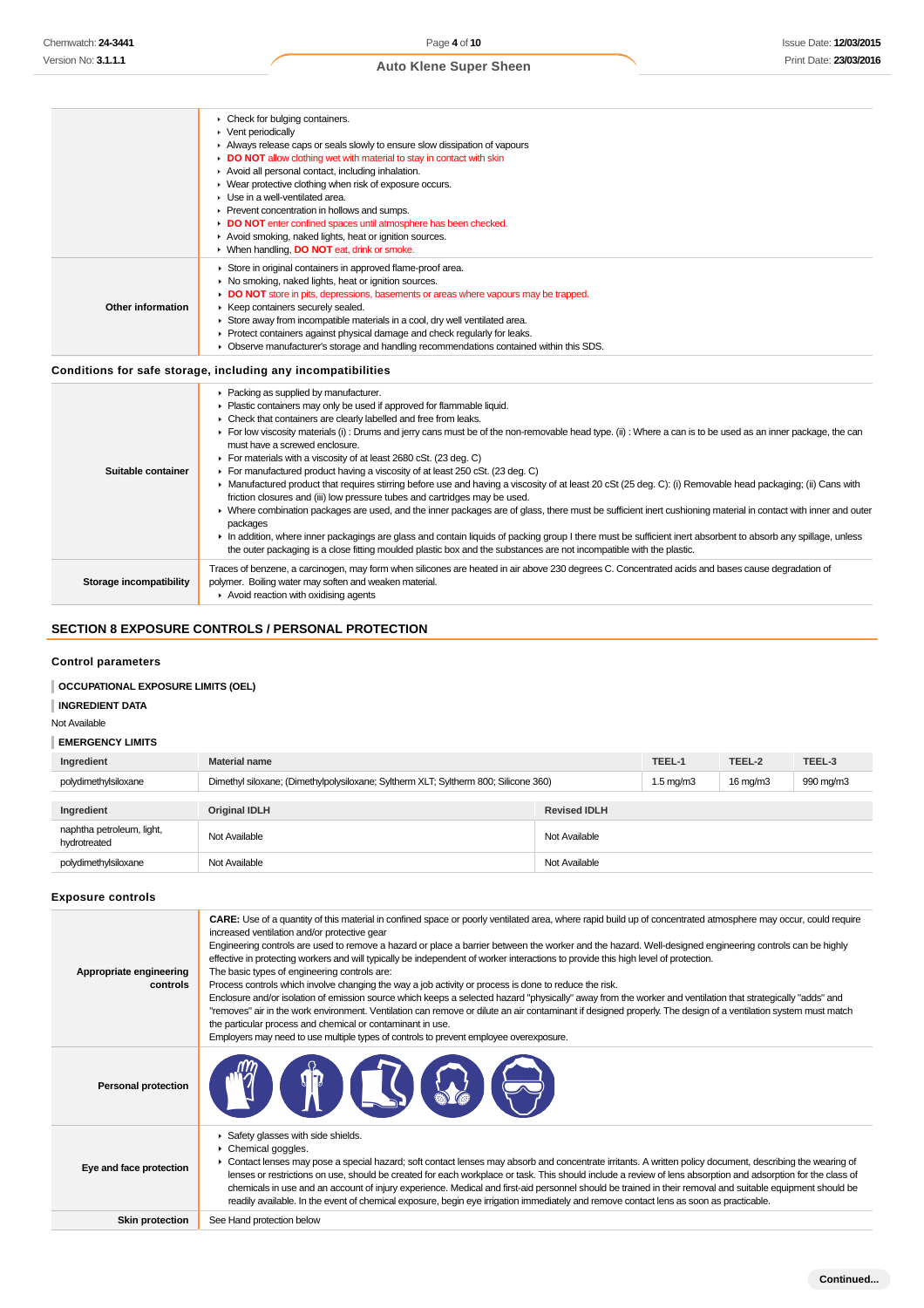| | |
|---|---|
| | - Check for bulging containers.<br>- Vent periodically<br>- Always release caps or seals slowly to ensure slow dissipation of vapours<br>- **DO NOT** allow clothing wet with material to stay in contact with skin<br>- Avoid all personal contact, including inhalation.<br>- Wear protective clothing when risk of exposure occurs.<br>- Use in a well-ventilated area.<br>- Prevent concentration in hollows and sumps.<br>- **DO NOT** enter confined spaces until atmosphere has been checked.<br>- Avoid smoking, naked lights, heat or ignition sources.<br>- When handling, **DO NOT** eat, drink or smoke. |
| **Other information** | - Store in original containers in approved flame-proof area.<br>- No smoking, naked lights, heat or ignition sources.<br>- **DO NOT** store in pits, depressions, basements or areas where vapours may be trapped.<br>- Keep containers securely sealed.<br>- Store away from incompatible materials in a cool, dry well ventilated area.<br>- Protect containers against physical damage and check regularly for leaks.<br>- Observe manufacturer's storage and handling recommendations contained within this SDS. |

### Conditions for safe storage, including any incompatibilities

| | |
|---|---|
| **Suitable container** | - Packing as supplied by manufacturer.<br>- Plastic containers may only be used if approved for flammable liquid.<br>- Check that containers are clearly labelled and free from leaks.<br>- For low viscosity materials (i) : Drums and jerry cans must be of the non-removable head type. (ii) : Where a can is to be used as an inner package, the can must have a screwed enclosure.<br>- For materials with a viscosity of at least 2680 cSt. (23 deg. C)<br>- For manufactured product having a viscosity of at least 250 cSt. (23 deg. C)<br>- Manufactured product that requires stirring before use and having a viscosity of at least 20 cSt (25 deg. C): (i) Removable head packaging; (ii) Cans with friction closures and (iii) low pressure tubes and cartridges may be used.<br>- Where combination packages are used, and the inner packages are of glass, there must be sufficient inert cushioning material in contact with inner and outer packages<br>- In addition, where inner packagings are glass and contain liquids of packing group I there must be sufficient inert absorbent to absorb any spillage, unless the outer packaging is a close fitting moulded plastic box and the substances are not incompatible with the plastic. |
| **Storage incompatibility** | Traces of benzene, a carcinogen, may form when silicones are heated in air above 230 degrees C. Concentrated acids and bases cause degradation of polymer. Boiling water may soften and weaken material.<br>- Avoid reaction with oxidising agents |

## SECTION 8 EXPOSURE CONTROLS / PERSONAL PROTECTION

### Control parameters

**OCCUPATIONAL EXPOSURE LIMITS (OEL)**

**INGREDIENT DATA**

Not Available

**EMERGENCY LIMITS**

| Ingredient | Material name | TEEL-1 | TEEL-2 | TEEL-3 |
|---|---|---|---|---|
| polydimethylsiloxane | Dimethyl siloxane; (Dimethylpolysiloxane; Syltherm XLT; Syltherm 800; Silicone 360) | 1.5 mg/m3 | 16 mg/m3 | 990 mg/m3 |

| Ingredient | Original IDLH | Revised IDLH |
|---|---|---|
| naphtha petroleum, light, hydrotreated | Not Available | Not Available |
| polydimethylsiloxane | Not Available | Not Available |

### Exposure controls

| | |
|---|---|
| **Appropriate engineering controls** | **CARE:** Use of a quantity of this material in confined space or poorly ventilated area, where rapid build up of concentrated atmosphere may occur, could require increased ventilation and/or protective gear<br>Engineering controls are used to remove a hazard or place a barrier between the worker and the hazard. Well-designed engineering controls can be highly effective in protecting workers and will typically be independent of worker interactions to provide this high level of protection.<br>The basic types of engineering controls are:<br>Process controls which involve changing the way a job activity or process is done to reduce the risk.<br>Enclosure and/or isolation of emission source which keeps a selected hazard "physically" away from the worker and ventilation that strategically "adds" and "removes" air in the work environment. Ventilation can remove or dilute an air contaminant if designed properly. The design of a ventilation system must match the particular process and chemical or contaminant in use.<br>Employers may need to use multiple types of controls to prevent employee overexposure. |
| **Personal protection** | |
| **Eye and face protection** | - Safety glasses with side shields.<br>- Chemical goggles.<br>- Contact lenses may pose a special hazard; soft contact lenses may absorb and concentrate irritants. A written policy document, describing the wearing of lenses or restrictions on use, should be created for each workplace or task. This should include a review of lens absorption and adsorption for the class of chemicals in use and an account of injury experience. Medical and first-aid personnel should be trained in their removal and suitable equipment should be readily available. In the event of chemical exposure, begin eye irrigation immediately and remove contact lens as soon as practicable. |
| **Skin protection** | See Hand protection below |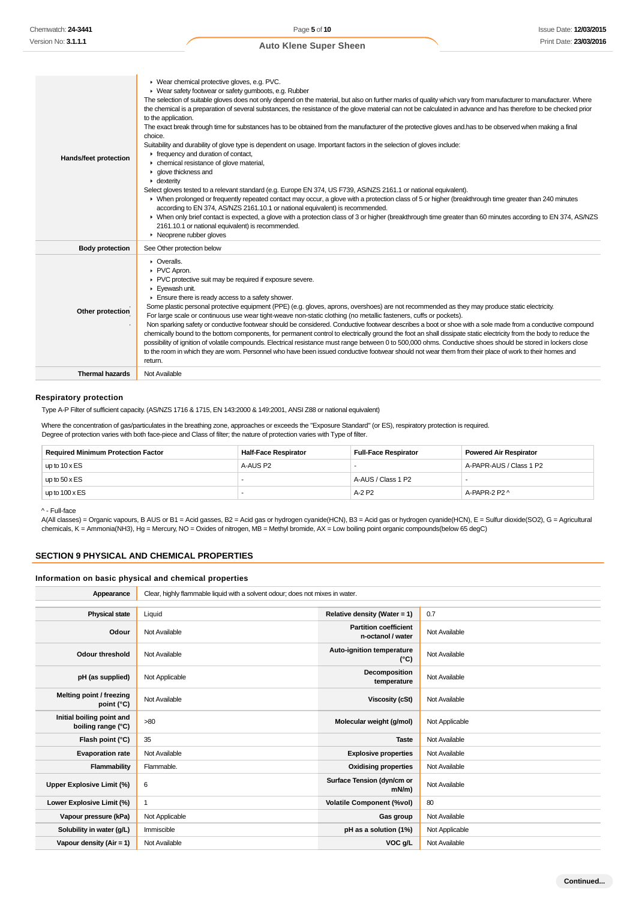| | |
|---|---|
| **Hands/feet protection** | ▸ Wear chemical protective gloves, e.g. PVC.<br>▸ Wear safety footwear or safety gumboots, e.g. Rubber<br>The selection of suitable gloves does not only depend on the material, but also on further marks of quality which vary from manufacturer to manufacturer. Where the chemical is a preparation of several substances, the resistance of the glove material can not be calculated in advance and has therefore to be checked prior to the application.<br>The exact break through time for substances has to be obtained from the manufacturer of the protective gloves and.has to be observed when making a final choice.<br>Suitability and durability of glove type is dependent on usage. Important factors in the selection of gloves include:<br>▸ frequency and duration of contact,<br>▸ chemical resistance of glove material,<br>▸ glove thickness and<br>▸ dexterity<br>Select gloves tested to a relevant standard (e.g. Europe EN 374, US F739, AS/NZS 2161.1 or national equivalent).<br>▸ When prolonged or frequently repeated contact may occur, a glove with a protection class of 5 or higher (breakthrough time greater than 240 minutes according to EN 374, AS/NZS 2161.10.1 or national equivalent) is recommended.<br>▸ When only brief contact is expected, a glove with a protection class of 3 or higher (breakthrough time greater than 60 minutes according to EN 374, AS/NZS 2161.10.1 or national equivalent) is recommended.<br>▸ Neoprene rubber gloves |
| **Body protection** | See Other protection below |
| **Other protection** | ▸ Overalls.<br>▸ PVC Apron.<br>▸ PVC protective suit may be required if exposure severe.<br>▸ Eyewash unit.<br>▸ Ensure there is ready access to a safety shower.<br>Some plastic personal protective equipment (PPE) (e.g. gloves, aprons, overshoes) are not recommended as they may produce static electricity.<br>For large scale or continuous use wear tight-weave non-static clothing (no metallic fasteners, cuffs or pockets).<br>Non sparking safety or conductive footwear should be considered. Conductive footwear describes a boot or shoe with a sole made from a conductive compound chemically bound to the bottom components, for permanent control to electrically ground the foot an shall dissipate static electricity from the body to reduce the possibility of ignition of volatile compounds. Electrical resistance must range between 0 to 500,000 ohms. Conductive shoes should be stored in lockers close to the room in which they are worn. Personnel who have been issued conductive footwear should not wear them from their place of work to their homes and return. |
| **Thermal hazards** | Not Available |

### Respiratory protection

Type A-P Filter of sufficient capacity. (AS/NZS 1716 & 1715, EN 143:2000 & 149:2001, ANSI Z88 or national equivalent)

Where the concentration of gas/particulates in the breathing zone, approaches or exceeds the "Exposure Standard" (or ES), respiratory protection is required.
Degree of protection varies with both face-piece and Class of filter; the nature of protection varies with Type of filter.

| Required Minimum Protection Factor | Half-Face Respirator | Full-Face Respirator | Powered Air Respirator |
|---|---|---|---|
| up to 10 x ES | A-AUS P2 | - | A-PAPR-AUS / Class 1 P2 |
| up to 50 x ES | - | A-AUS / Class 1 P2 | - |
| up to 100 x ES | - | A-2 P2 | A-PAPR-2 P2 ^ |

^ - Full-face

A(All classes) = Organic vapours, B AUS or B1 = Acid gasses, B2 = Acid gas or hydrogen cyanide(HCN), B3 = Acid gas or hydrogen cyanide(HCN), E = Sulfur dioxide(SO2), G = Agricultural chemicals, K = Ammonia(NH3), Hg = Mercury, NO = Oxides of nitrogen, MB = Methyl bromide, AX = Low boiling point organic compounds(below 65 degC)

## SECTION 9 PHYSICAL AND CHEMICAL PROPERTIES

### Information on basic physical and chemical properties

| | |
|---|---|
| **Appearance** | Clear, highly flammable liquid with a solvent odour; does not mixes in water. |

| | | | |
|---|---|---|---|
| **Physical state** | Liquid | **Relative density (Water = 1)** | 0.7 |
| **Odour** | Not Available | **Partition coefficient n-octanol / water** | Not Available |
| **Odour threshold** | Not Available | **Auto-ignition temperature (°C)** | Not Available |
| **pH (as supplied)** | Not Applicable | **Decomposition temperature** | Not Available |
| **Melting point / freezing point (°C)** | Not Available | **Viscosity (cSt)** | Not Available |
| **Initial boiling point and boiling range (°C)** | >80 | **Molecular weight (g/mol)** | Not Applicable |
| **Flash point (°C)** | 35 | **Taste** | Not Available |
| **Evaporation rate** | Not Available | **Explosive properties** | Not Available |
| **Flammability** | Flammable. | **Oxidising properties** | Not Available |
| **Upper Explosive Limit (%)** | 6 | **Surface Tension (dyn/cm or mN/m)** | Not Available |
| **Lower Explosive Limit (%)** | 1 | **Volatile Component (%vol)** | 80 |
| **Vapour pressure (kPa)** | Not Applicable | **Gas group** | Not Available |
| **Solubility in water (g/L)** | Immiscible | **pH as a solution (1%)** | Not Applicable |
| **Vapour density (Air = 1)** | Not Available | **VOC g/L** | Not Available |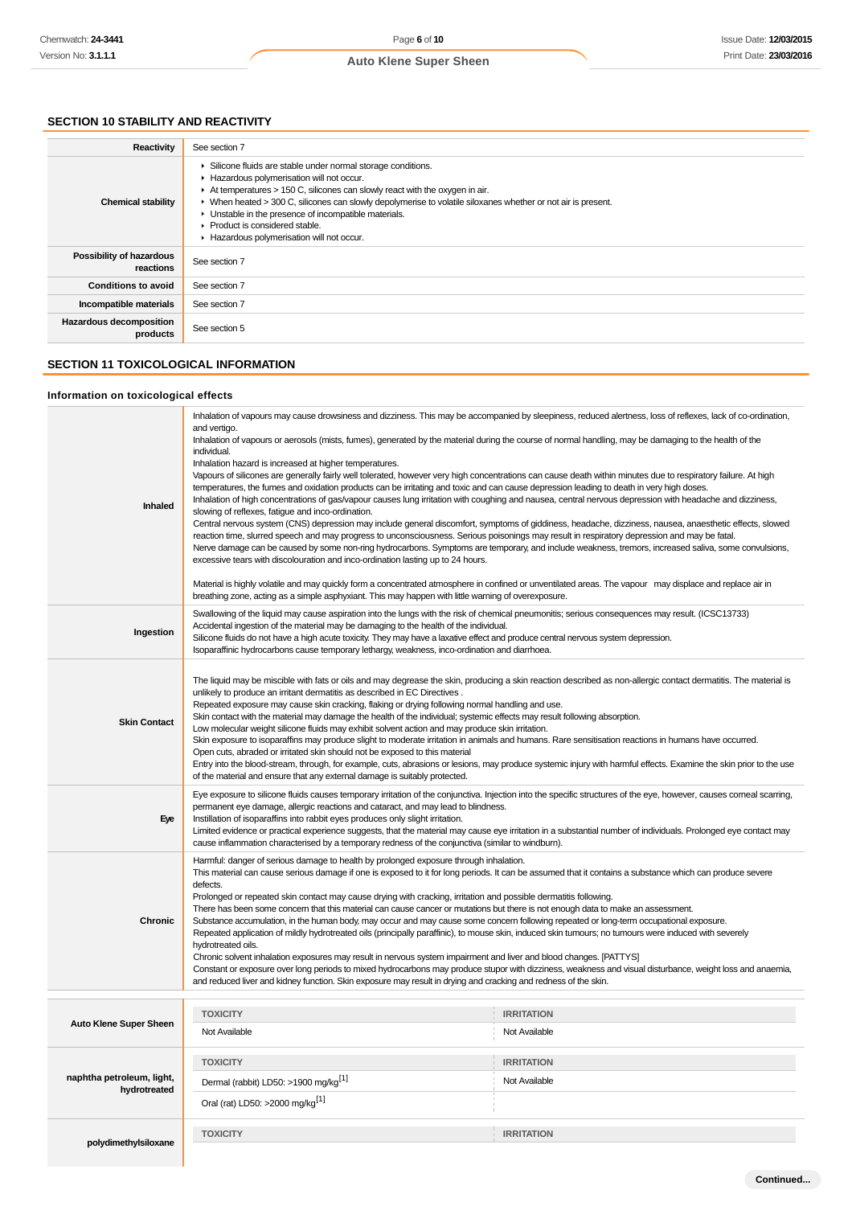## SECTION 10 STABILITY AND REACTIVITY

| | |
|---|---|
| **Reactivity** | See section 7 |
| **Chemical stability** | ▸ Silicone fluids are stable under normal storage conditions.<br>▸ Hazardous polymerisation will not occur.<br>▸ At temperatures > 150 C, silicones can slowly react with the oxygen in air.<br>▸ When heated > 300 C, silicones can slowly depolymerise to volatile siloxanes whether or not air is present.<br>▸ Unstable in the presence of incompatible materials.<br>▸ Product is considered stable.<br>▸ Hazardous polymerisation will not occur. |
| **Possibility of hazardous reactions** | See section 7 |
| **Conditions to avoid** | See section 7 |
| **Incompatible materials** | See section 7 |
| **Hazardous decomposition products** | See section 5 |

## SECTION 11 TOXICOLOGICAL INFORMATION

### Information on toxicological effects

| | |
|---|---|
| **Inhaled** | Inhalation of vapours may cause drowsiness and dizziness. This may be accompanied by sleepiness, reduced alertness, loss of reflexes, lack of co-ordination, and vertigo.<br>Inhalation of vapours or aerosols (mists, fumes), generated by the material during the course of normal handling, may be damaging to the health of the individual.<br>Inhalation hazard is increased at higher temperatures.<br>Vapours of silicones are generally fairly well tolerated, however very high concentrations can cause death within minutes due to respiratory failure. At high temperatures, the fumes and oxidation products can be irritating and toxic and can cause depression leading to death in very high doses.<br>Inhalation of high concentrations of gas/vapour causes lung irritation with coughing and nausea, central nervous depression with headache and dizziness, slowing of reflexes, fatigue and inco-ordination.<br>Central nervous system (CNS) depression may include general discomfort, symptoms of giddiness, headache, dizziness, nausea, anaesthetic effects, slowed reaction time, slurred speech and may progress to unconsciousness. Serious poisonings may result in respiratory depression and may be fatal.<br>Nerve damage can be caused by some non-ring hydrocarbons. Symptoms are temporary, and include weakness, tremors, increased saliva, some convulsions, excessive tears with discolouration and inco-ordination lasting up to 24 hours.<br><br>Material is highly volatile and may quickly form a concentrated atmosphere in confined or unventilated areas. The vapour may displace and replace air in breathing zone, acting as a simple asphyxiant. This may happen with little warning of overexposure. |
| **Ingestion** | Swallowing of the liquid may cause aspiration into the lungs with the risk of chemical pneumonitis; serious consequences may result. (ICSC13733)<br>Accidental ingestion of the material may be damaging to the health of the individual.<br>Silicone fluids do not have a high acute toxicity. They may have a laxative effect and produce central nervous system depression.<br>Isoparaffinic hydrocarbons cause temporary lethargy, weakness, inco-ordination and diarrhoea. |
| **Skin Contact** | The liquid may be miscible with fats or oils and may degrease the skin, producing a skin reaction described as non-allergic contact dermatitis. The material is unlikely to produce an irritant dermatitis as described in EC Directives .<br>Repeated exposure may cause skin cracking, flaking or drying following normal handling and use.<br>Skin contact with the material may damage the health of the individual; systemic effects may result following absorption.<br>Low molecular weight silicone fluids may exhibit solvent action and may produce skin irritation.<br>Skin exposure to isoparaffins may produce slight to moderate irritation in animals and humans. Rare sensitisation reactions in humans have occurred.<br>Open cuts, abraded or irritated skin should not be exposed to this material<br>Entry into the blood-stream, through, for example, cuts, abrasions or lesions, may produce systemic injury with harmful effects. Examine the skin prior to the use of the material and ensure that any external damage is suitably protected. |
| **Eye** | Eye exposure to silicone fluids causes temporary irritation of the conjunctiva. Injection into the specific structures of the eye, however, causes corneal scarring, permanent eye damage, allergic reactions and cataract, and may lead to blindness.<br>Instillation of isoparaffins into rabbit eyes produces only slight irritation.<br>Limited evidence or practical experience suggests, that the material may cause eye irritation in a substantial number of individuals. Prolonged eye contact may cause inflammation characterised by a temporary redness of the conjunctiva (similar to windburn). |
| **Chronic** | Harmful: danger of serious damage to health by prolonged exposure through inhalation.<br>This material can cause serious damage if one is exposed to it for long periods. It can be assumed that it contains a substance which can produce severe defects.<br>Prolonged or repeated skin contact may cause drying with cracking, irritation and possible dermatitis following.<br>There has been some concern that this material can cause cancer or mutations but there is not enough data to make an assessment.<br>Substance accumulation, in the human body, may occur and may cause some concern following repeated or long-term occupational exposure.<br>Repeated application of mildly hydrotreated oils (principally paraffinic), to mouse skin, induced skin tumours; no tumours were induced with severely hydrotreated oils.<br>Chronic solvent inhalation exposures may result in nervous system impairment and liver and blood changes. [PATTYS]<br>Constant or exposure over long periods to mixed hydrocarbons may produce stupor with dizziness, weakness and visual disturbance, weight loss and anaemia, and reduced liver and kidney function. Skin exposure may result in drying and cracking and redness of the skin. |

| | TOXICITY | IRRITATION |
|---|---|---|
| **Auto Klene Super Sheen** | Not Available | Not Available |
| **naphtha petroleum, light, hydrotreated** | Dermal (rabbit) LD50: >1900 mg/kg[1]<br>Oral (rat) LD50: >2000 mg/kg[1] | Not Available |
| **polydimethylsiloxane** | | |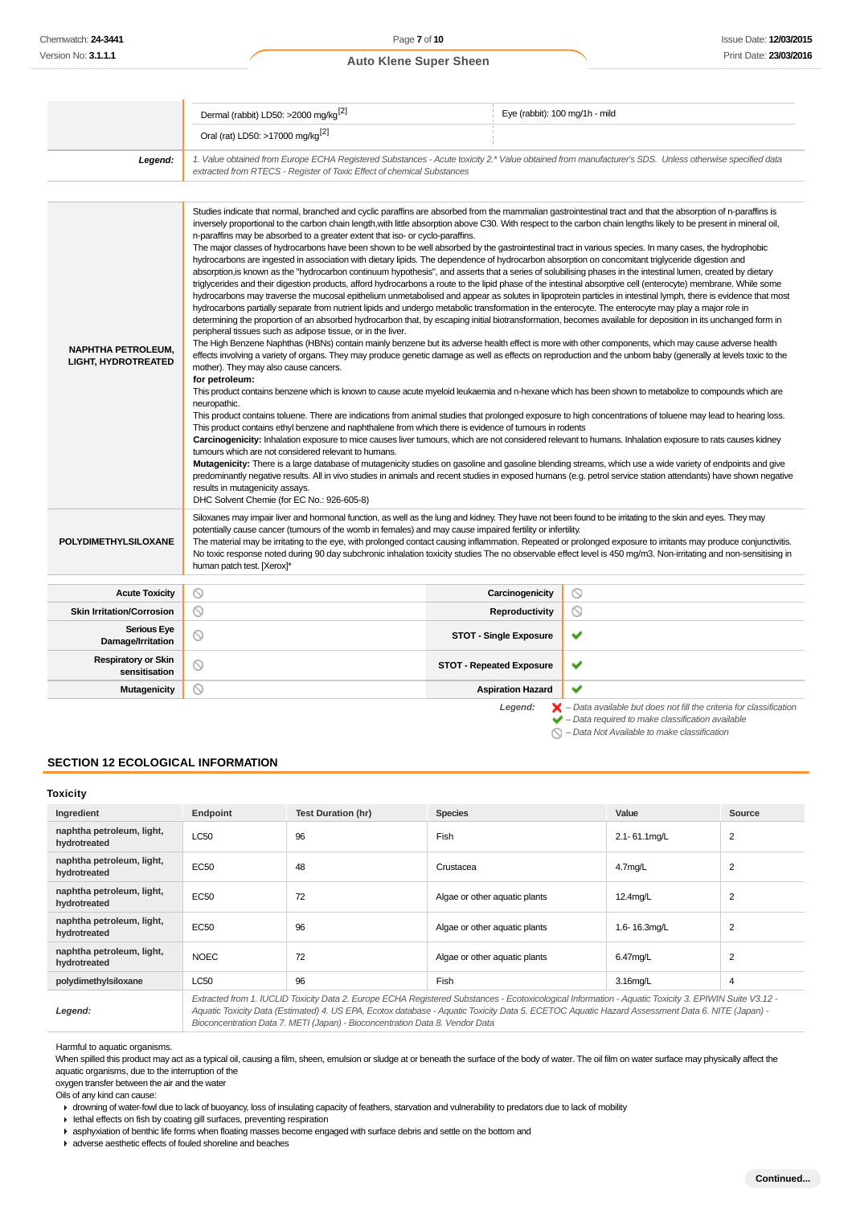| | | |
|---|---|---|
| | Dermal (rabbit) LD50: >2000 mg/kg[2] | Eye (rabbit): 100 mg/1h - mild |
| | Oral (rat) LD50: >17000 mg/kg[2] | |
| **Legend:** | *1. Value obtained from Europe ECHA Registered Substances - Acute toxicity 2.* Value obtained from manufacturer's SDS. Unless otherwise specified data extracted from RTECS - Register of Toxic Effect of chemical Substances* | |

| | |
|---|---|
| **NAPHTHA PETROLEUM, LIGHT, HYDROTREATED** | Studies indicate that normal, branched and cyclic paraffins are absorbed from the mammalian gastrointestinal tract and that the absorption of n-paraffins is inversely proportional to the carbon chain length,with little absorption above C30. With respect to the carbon chain lengths likely to be present in mineral oil, n-paraffins may be absorbed to a greater extent that iso- or cyclo-paraffins.<br>The major classes of hydrocarbons have been shown to be well absorbed by the gastrointestinal tract in various species. In many cases, the hydrophobic hydrocarbons are ingested in association with dietary lipids. The dependence of hydrocarbon absorption on concomitant triglyceride digestion and absorption,is known as the "hydrocarbon continuum hypothesis", and asserts that a series of solubilising phases in the intestinal lumen, created by dietary triglycerides and their digestion products, afford hydrocarbons a route to the lipid phase of the intestinal absorptive cell (enterocyte) membrane. While some hydrocarbons may traverse the mucosal epithelium unmetabolised and appear as solutes in lipoprotein particles in intestinal lymph, there is evidence that most hydrocarbons partially separate from nutrient lipids and undergo metabolic transformation in the enterocyte. The enterocyte may play a major role in determining the proportion of an absorbed hydrocarbon that, by escaping initial biotransformation, becomes available for deposition in its unchanged form in peripheral tissues such as adipose tissue, or in the liver.<br>The High Benzene Naphthas (HBNs) contain mainly benzene but its adverse health effect is more with other components, which may cause adverse health effects involving a variety of organs. They may produce genetic damage as well as effects on reproduction and the unborn baby (generally at levels toxic to the mother). They may also cause cancers.<br>**for petroleum:**<br>This product contains benzene which is known to cause acute myeloid leukaemia and n-hexane which has been shown to metabolize to compounds which are neuropathic.<br>This product contains toluene. There are indications from animal studies that prolonged exposure to high concentrations of toluene may lead to hearing loss.<br>This product contains ethyl benzene and naphthalene from which there is evidence of tumours in rodents<br>**Carcinogenicity:** Inhalation exposure to mice causes liver tumours, which are not considered relevant to humans. Inhalation exposure to rats causes kidney tumours which are not considered relevant to humans.<br>**Mutagenicity:** There is a large database of mutagenicity studies on gasoline and gasoline blending streams, which use a wide variety of endpoints and give predominantly negative results. All in vivo studies in animals and recent studies in exposed humans (e.g. petrol service station attendants) have shown negative results in mutagenicity assays.<br>DHC Solvent Chemie (for EC No.: 926-605-8) |
| **POLYDIMETHYLSILOXANE** | Siloxanes may impair liver and hormonal function, as well as the lung and kidney. They have not been found to be irritating to the skin and eyes. They may potentially cause cancer (tumours of the womb in females) and may cause impaired fertility or infertility.<br>The material may be irritating to the eye, with prolonged contact causing inflammation. Repeated or prolonged exposure to irritants may produce conjunctivitis.<br>No toxic response noted during 90 day subchronic inhalation toxicity studies The no observable effect level is 450 mg/m3. Non-irritating and non-sensitising in human patch test. [Xerox]* |

| | | | |
|---|---|---|---|
| **Acute Toxicity** | ⃠ | **Carcinogenicity** | ⃠ |
| **Skin Irritation/Corrosion** | ⃠ | **Reproductivity** | ⃠ |
| **Serious Eye Damage/Irritation** | ⃠ | **STOT - Single Exposure** | ✔ |
| **Respiratory or Skin sensitisation** | ⃠ | **STOT - Repeated Exposure** | ✔ |
| **Mutagenicity** | ⃠ | **Aspiration Hazard** | ✔ |

***Legend:***
- ✘ *– Data available but does not fill the criteria for classification*
- ✔ *– Data required to make classification available*
- ⃠ *– Data Not Available to make classification*

## SECTION 12 ECOLOGICAL INFORMATION

### Toxicity

| Ingredient | Endpoint | Test Duration (hr) | Species | Value | Source |
|---|---|---|---|---|---|
| **naphtha petroleum, light, hydrotreated** | LC50 | 96 | Fish | 2.1- 61.1mg/L | 2 |
| **naphtha petroleum, light, hydrotreated** | EC50 | 48 | Crustacea | 4.7mg/L | 2 |
| **naphtha petroleum, light, hydrotreated** | EC50 | 72 | Algae or other aquatic plants | 12.4mg/L | 2 |
| **naphtha petroleum, light, hydrotreated** | EC50 | 96 | Algae or other aquatic plants | 1.6- 16.3mg/L | 2 |
| **naphtha petroleum, light, hydrotreated** | NOEC | 72 | Algae or other aquatic plants | 6.47mg/L | 2 |
| **polydimethylsiloxane** | LC50 | 96 | Fish | 3.16mg/L | 4 |
| ***Legend:*** | *Extracted from 1. IUCLID Toxicity Data 2. Europe ECHA Registered Substances - Ecotoxicological Information - Aquatic Toxicity 3. EPIWIN Suite V3.12 - Aquatic Toxicity Data (Estimated) 4. US EPA, Ecotox database - Aquatic Toxicity Data 5. ECETOC Aquatic Hazard Assessment Data 6. NITE (Japan) - Bioconcentration Data 7. METI (Japan) - Bioconcentration Data 8. Vendor Data* | | | | |

Harmful to aquatic organisms.
When spilled this product may act as a typical oil, causing a film, sheen, emulsion or sludge at or beneath the surface of the body of water. The oil film on water surface may physically affect the aquatic organisms, due to the interruption of the
oxygen transfer between the air and the water
Oils of any kind can cause:

- drowning of water-fowl due to lack of buoyancy, loss of insulating capacity of feathers, starvation and vulnerability to predators due to lack of mobility
- lethal effects on fish by coating gill surfaces, preventing respiration
- asphyxiation of benthic life forms when floating masses become engaged with surface debris and settle on the bottom and
- adverse aesthetic effects of fouled shoreline and beaches

**Continued...**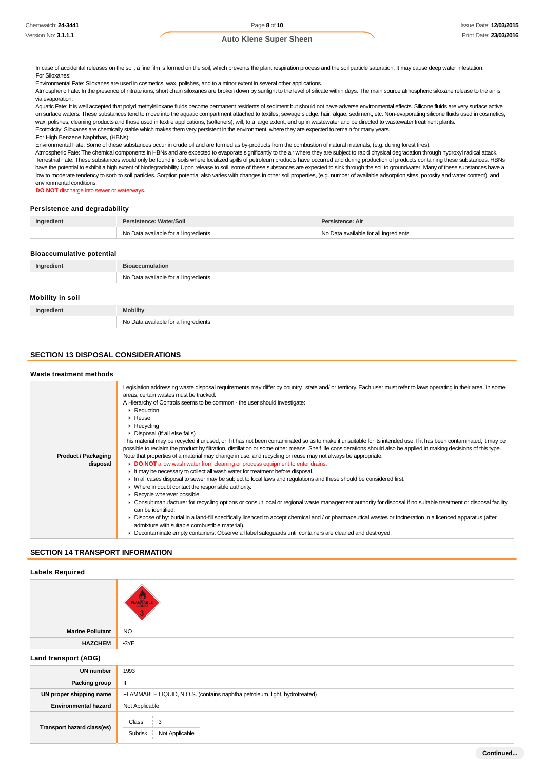In case of accidental releases on the soil, a fine film is formed on the soil, which prevents the plant respiration process and the soil particle saturation. It may cause deep water infestation.
For Siloxanes:
Environmental Fate: Siloxanes are used in cosmetics, wax, polishes, and to a minor extent in several other applications.
Atmospheric Fate: In the presence of nitrate ions, short chain siloxanes are broken down by sunlight to the level of silicate within days. The main source atmospheric siloxane release to the air is via evaporation.
Aquatic Fate: It is well accepted that polydimethylsiloxane fluids become permanent residents of sediment but should not have adverse environmental effects. Silicone fluids are very surface active on surface waters. These substances tend to move into the aquatic compartment attached to textiles, sewage sludge, hair, algae, sediment, etc. Non-evaporating silicone fluids used in cosmetics, wax, polishes, cleaning products and those used in textile applications, (softeners), will, to a large extent, end up in wastewater and be directed to wastewater treatment plants.
Ecotoxicity: Siloxanes are chemically stable which makes them very persistent in the environment, where they are expected to remain for many years.
For High Benzene Naphthas, (HBNs):
Environmental Fate: Some of these substances occur in crude oil and are formed as by-products from the combustion of natural materials, (e.g. during forest fires).
Atmospheric Fate: The chemical components in HBNs and are expected to evaporate significantly to the air where they are subject to rapid physical degradation through hydroxyl radical attack.
Terrestrial Fate: These substances would only be found in soils where localized spills of petroleum products have occurred and during production of products containing these substances. HBNs have the potential to exhibit a high extent of biodegradability. Upon release to soil, some of these substances are expected to sink through the soil to groundwater. Many of these substances have a low to moderate tendency to sorb to soil particles. Sorption potential also varies with changes in other soil properties, (e.g. number of available adsorption sites, porosity and water content), and environmental conditions.
**DO NOT** discharge into sewer or waterways.

### Persistence and degradability

| Ingredient | Persistence: Water/Soil | Persistence: Air |
|---|---|---|
| | No Data available for all ingredients | No Data available for all ingredients |

### Bioaccumulative potential

| Ingredient | Bioaccumulation |
|---|---|
| | No Data available for all ingredients |

### Mobility in soil

| Ingredient | Mobility |
|---|---|
| | No Data available for all ingredients |

## SECTION 13 DISPOSAL CONSIDERATIONS

### Waste treatment methods

**Product / Packaging disposal**

Legislation addressing waste disposal requirements may differ by country, state and/ or territory. Each user must refer to laws operating in their area. In some areas, certain wastes must be tracked.
A Hierarchy of Controls seems to be common - the user should investigate:
- Reduction
- Reuse
- Recycling
- Disposal (if all else fails)

This material may be recycled if unused, or if it has not been contaminated so as to make it unsuitable for its intended use. If it has been contaminated, it may be possible to reclaim the product by filtration, distillation or some other means. Shelf life considerations should also be applied in making decisions of this type. Note that properties of a material may change in use, and recycling or reuse may not always be appropriate.
- **DO NOT** allow wash water from cleaning or process equipment to enter drains.
- It may be necessary to collect all wash water for treatment before disposal.
- In all cases disposal to sewer may be subject to local laws and regulations and these should be considered first.
- Where in doubt contact the responsible authority.
- Recycle wherever possible.
- Consult manufacturer for recycling options or consult local or regional waste management authority for disposal if no suitable treatment or disposal facility can be identified.
- Dispose of by: burial in a land-fill specifically licenced to accept chemical and / or pharmaceutical wastes or Incineration in a licenced apparatus (after admixture with suitable combustible material).
- Decontaminate empty containers. Observe all label safeguards until containers are cleaned and destroyed.

## SECTION 14 TRANSPORT INFORMATION

### Labels Required

| | |
|---|---|
| | FLAMMABLE LIQUID 3 |
| **Marine Pollutant** | NO |
| **HAZCHEM** | •3YE |

### Land transport (ADG)

| | |
|---|---|
| **UN number** | 1993 |
| **Packing group** | II |
| **UN proper shipping name** | FLAMMABLE LIQUID, N.O.S. (contains naphtha petroleum, light, hydrotreated) |
| **Environmental hazard** | Not Applicable |
| **Transport hazard class(es)** | Class: 3; Subrisk: Not Applicable |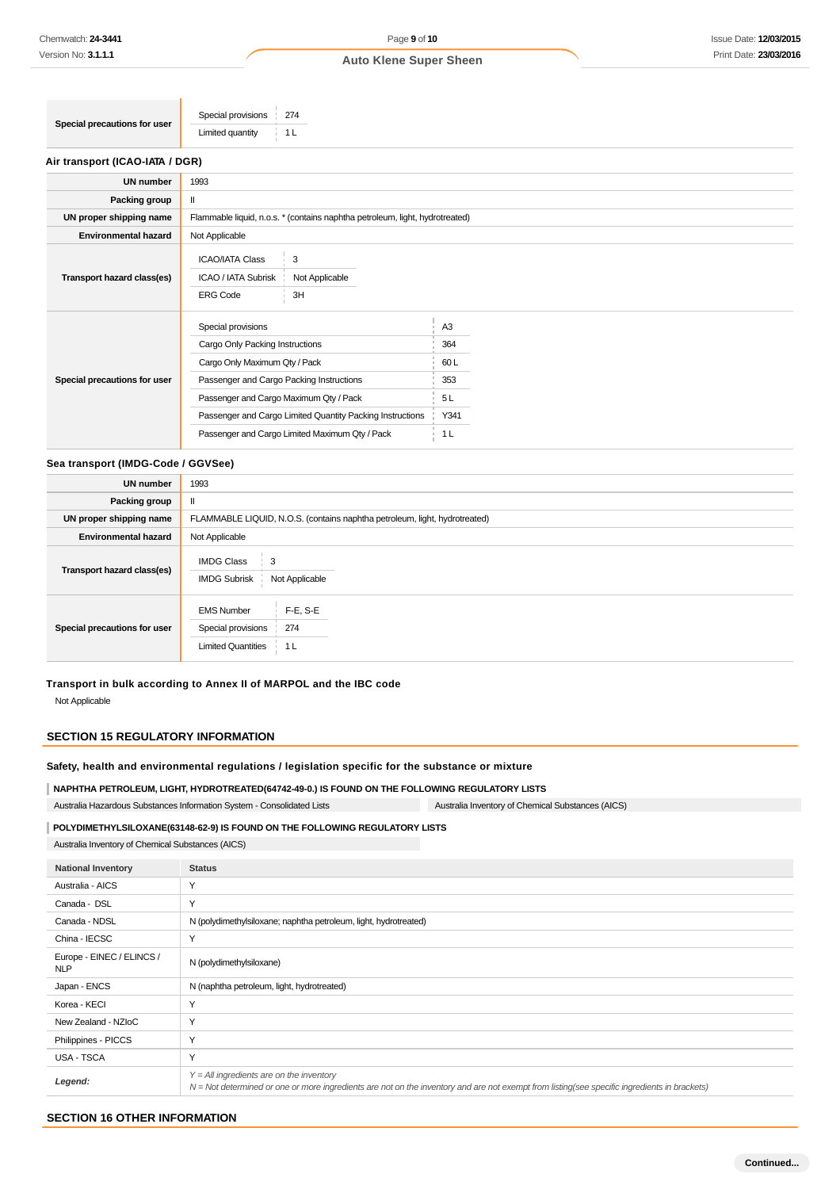| | | |
|---|---|---|
| Special precautions for user | Special provisions | 274 |
| | Limited quantity | 1 L |

### Air transport (ICAO-IATA / DGR)

| | |
|---|---|
| UN number | 1993 |
| Packing group | II |
| UN proper shipping name | Flammable liquid, n.o.s. * (contains naphtha petroleum, light, hydrotreated) |
| Environmental hazard | Not Applicable |
| Transport hazard class(es) | ICAO/IATA Class: 3<br>ICAO / IATA Subrisk: Not Applicable<br>ERG Code: 3H |
| Special precautions for user | Special provisions: A3<br>Cargo Only Packing Instructions: 364<br>Cargo Only Maximum Qty / Pack: 60 L<br>Passenger and Cargo Packing Instructions: 353<br>Passenger and Cargo Maximum Qty / Pack: 5 L<br>Passenger and Cargo Limited Quantity Packing Instructions: Y341<br>Passenger and Cargo Limited Maximum Qty / Pack: 1 L |

### Sea transport (IMDG-Code / GGVSee)

| | |
|---|---|
| UN number | 1993 |
| Packing group | II |
| UN proper shipping name | FLAMMABLE LIQUID, N.O.S. (contains naphtha petroleum, light, hydrotreated) |
| Environmental hazard | Not Applicable |
| Transport hazard class(es) | IMDG Class: 3<br>IMDG Subrisk: Not Applicable |
| Special precautions for user | EMS Number: F-E, S-E<br>Special provisions: 274<br>Limited Quantities: 1 L |

### Transport in bulk according to Annex II of MARPOL and the IBC code

Not Applicable

## SECTION 15 REGULATORY INFORMATION

### Safety, health and environmental regulations / legislation specific for the substance or mixture

**NAPHTHA PETROLEUM, LIGHT, HYDROTREATED(64742-49-0.) IS FOUND ON THE FOLLOWING REGULATORY LISTS**

| | |
|---|---|
| Australia Hazardous Substances Information System - Consolidated Lists | Australia Inventory of Chemical Substances (AICS) |

**POLYDIMETHYLSILOXANE(63148-62-9) IS FOUND ON THE FOLLOWING REGULATORY LISTS**

Australia Inventory of Chemical Substances (AICS)

| National Inventory | Status |
|---|---|
| Australia - AICS | Y |
| Canada - DSL | Y |
| Canada - NDSL | N (polydimethylsiloxane; naphtha petroleum, light, hydrotreated) |
| China - IECSC | Y |
| Europe - EINEC / ELINCS / NLP | N (polydimethylsiloxane) |
| Japan - ENCS | N (naphtha petroleum, light, hydrotreated) |
| Korea - KECI | Y |
| New Zealand - NZIoC | Y |
| Philippines - PICCS | Y |
| USA - TSCA | Y |
| *Legend:* | *Y = All ingredients are on the inventory*<br>*N = Not determined or one or more ingredients are not on the inventory and are not exempt from listing(see specific ingredients in brackets)* |

## SECTION 16 OTHER INFORMATION

Continued...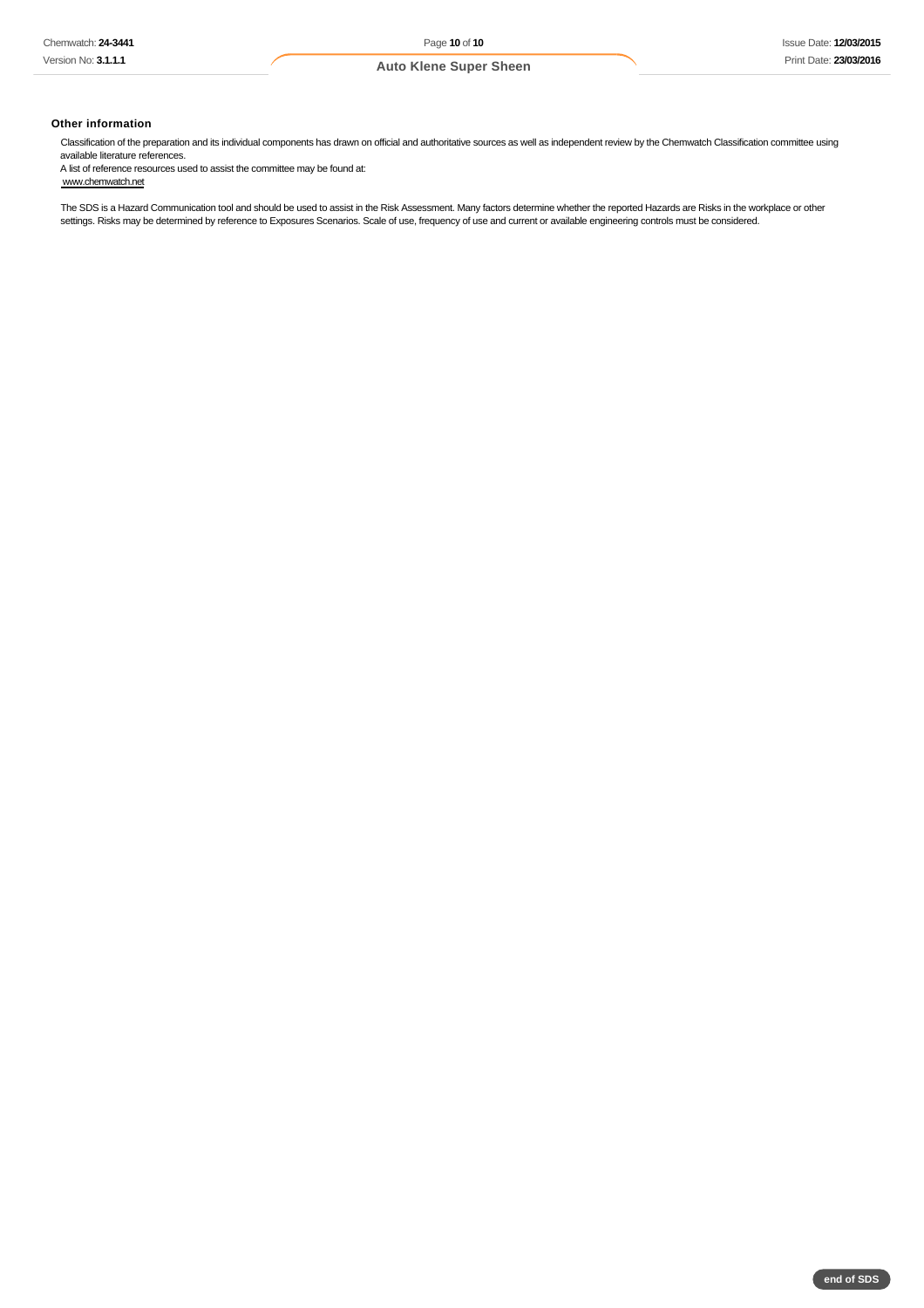### Other information

Classification of the preparation and its individual components has drawn on official and authoritative sources as well as independent review by the Chemwatch Classification committee using available literature references.

A list of reference resources used to assist the committee may be found at:

www.chemwatch.net

The SDS is a Hazard Communication tool and should be used to assist in the Risk Assessment. Many factors determine whether the reported Hazards are Risks in the workplace or other settings. Risks may be determined by reference to Exposures Scenarios. Scale of use, frequency of use and current or available engineering controls must be considered.

end of SDS